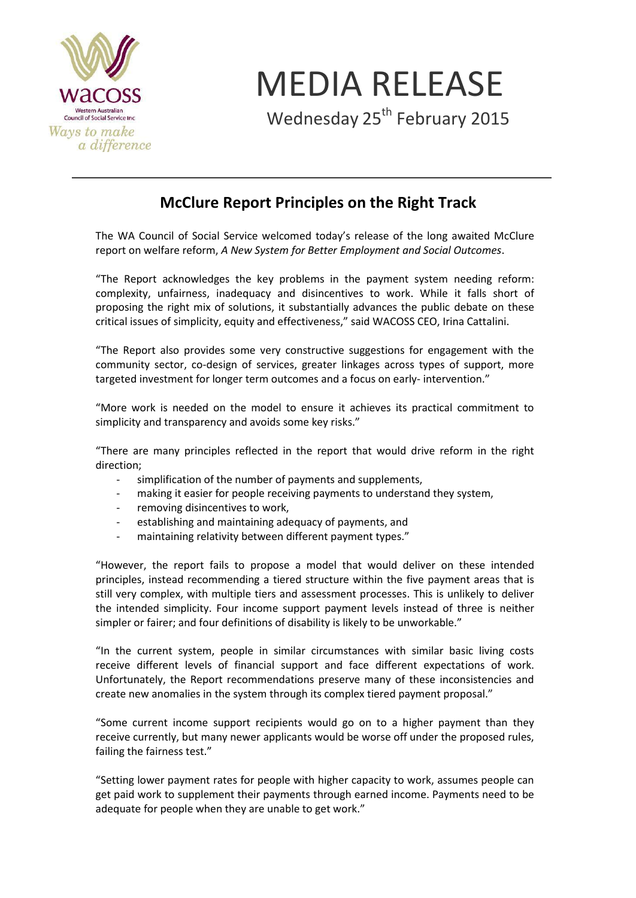wacoss

Western Australian Council of Social Service Inc

*Ways to make a difference*

# MEDIA RELEASE

Wednesday 25th February 2015

## McClure Report Principles on the Right Track

The WA Council of Social Service welcomed today's release of the long awaited McClure report on welfare reform, *A New System for Better Employment and Social Outcomes*.

"The Report acknowledges the key problems in the payment system needing reform: complexity, unfairness, inadequacy and disincentives to work. While it falls short of proposing the right mix of solutions, it substantially advances the public debate on these critical issues of simplicity, equity and effectiveness," said WACOSS CEO, Irina Cattalini.

"The Report also provides some very constructive suggestions for engagement with the community sector, co-design of services, greater linkages across types of support, more targeted investment for longer term outcomes and a focus on early- intervention."

"More work is needed on the model to ensure it achieves its practical commitment to simplicity and transparency and avoids some key risks."

"There are many principles reflected in the report that would drive reform in the right direction;

- simplification of the number of payments and supplements,
- making it easier for people receiving payments to understand they system,
- removing disincentives to work,
- establishing and maintaining adequacy of payments, and
- maintaining relativity between different payment types."

"However, the report fails to propose a model that would deliver on these intended principles, instead recommending a tiered structure within the five payment areas that is still very complex, with multiple tiers and assessment processes. This is unlikely to deliver the intended simplicity. Four income support payment levels instead of three is neither simpler or fairer; and four definitions of disability is likely to be unworkable."

"In the current system, people in similar circumstances with similar basic living costs receive different levels of financial support and face different expectations of work. Unfortunately, the Report recommendations preserve many of these inconsistencies and create new anomalies in the system through its complex tiered payment proposal."

"Some current income support recipients would go on to a higher payment than they receive currently, but many newer applicants would be worse off under the proposed rules, failing the fairness test."

"Setting lower payment rates for people with higher capacity to work, assumes people can get paid work to supplement their payments through earned income. Payments need to be adequate for people when they are unable to get work."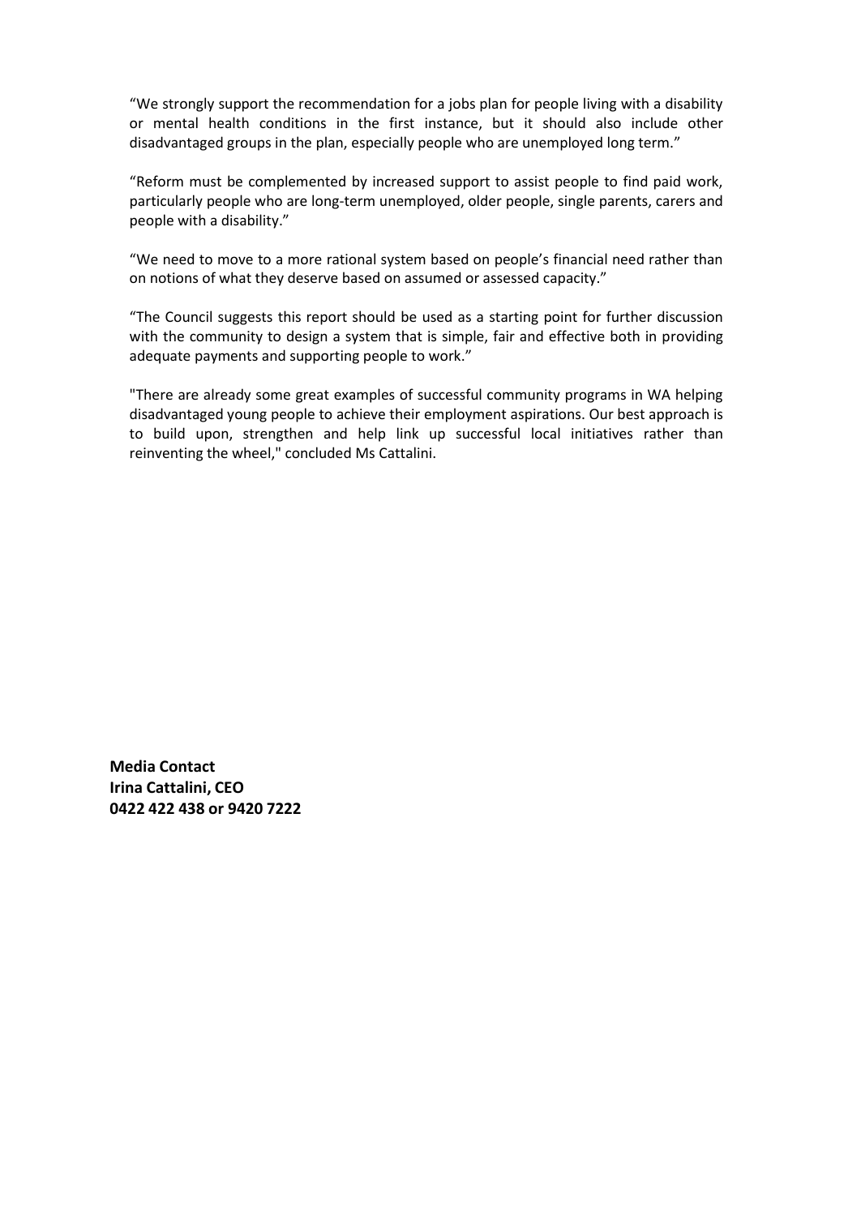“We strongly support the recommendation for a jobs plan for people living with a disability or mental health conditions in the first instance, but it should also include other disadvantaged groups in the plan, especially people who are unemployed long term.”

“Reform must be complemented by increased support to assist people to find paid work, particularly people who are long-term unemployed, older people, single parents, carers and people with a disability.”

“We need to move to a more rational system based on people’s financial need rather than on notions of what they deserve based on assumed or assessed capacity.”

“The Council suggests this report should be used as a starting point for further discussion with the community to design a system that is simple, fair and effective both in providing adequate payments and supporting people to work.”

"There are already some great examples of successful community programs in WA helping disadvantaged young people to achieve their employment aspirations. Our best approach is to build upon, strengthen and help link up successful local initiatives rather than reinventing the wheel," concluded Ms Cattalini.

**Media Contact**
**Irina Cattalini, CEO**
**0422 422 438 or 9420 7222**